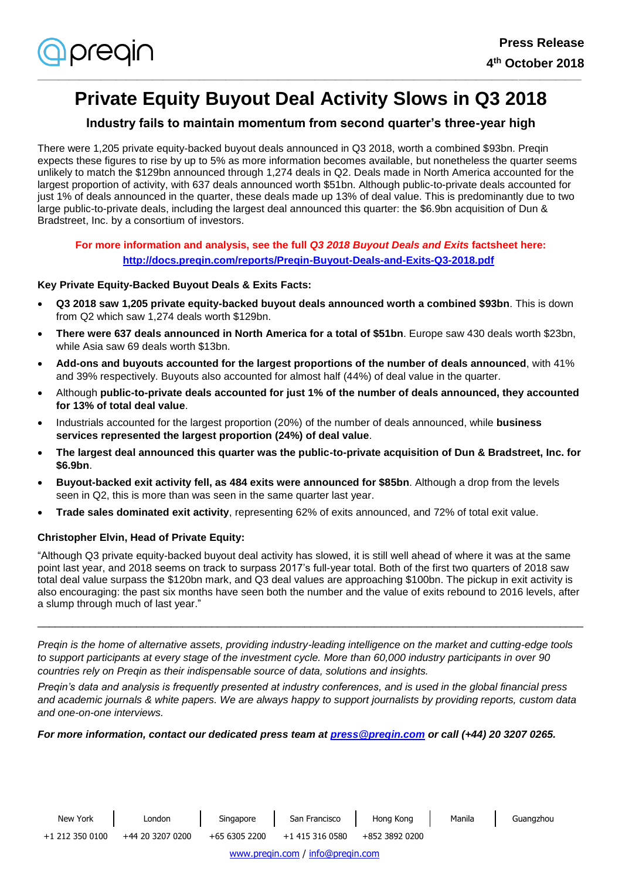**Press Release**

**4th October 2018**

# Private Equity Buyout Deal Activity Slows in Q3 2018

## Industry fails to maintain momentum from second quarter's three-year high

There were 1,205 private equity-backed buyout deals announced in Q3 2018, worth a combined $93bn. Preqin expects these figures to rise by up to 5% as more information becomes available, but nonetheless the quarter seems unlikely to match the $129bn announced through 1,274 deals in Q2. Deals made in North America accounted for the largest proportion of activity, with 637 deals announced worth $51bn. Although public-to-private deals accounted for just 1% of deals announced in the quarter, these deals made up 13% of deal value. This is predominantly due to two large public-to-private deals, including the largest deal announced this quarter: the $6.9bn acquisition of Dun & Bradstreet, Inc. by a consortium of investors.

**For more information and analysis, see the full *Q3 2018 Buyout Deals and Exits* factsheet here: [http://docs.preqin.com/reports/Preqin-Buyout-Deals-and-Exits-Q3-2018.pdf](http://docs.preqin.com/reports/Preqin-Buyout-Deals-and-Exits-Q3-2018.pdf)**

**Key Private Equity-Backed Buyout Deals & Exits Facts:**

- **Q3 2018 saw 1,205 private equity-backed buyout deals announced worth a combined $93bn**. This is down from Q2 which saw 1,274 deals worth $129bn.
- **There were 637 deals announced in North America for a total of $51bn**. Europe saw 430 deals worth $23bn, while Asia saw 69 deals worth $13bn.
- **Add-ons and buyouts accounted for the largest proportions of the number of deals announced**, with 41% and 39% respectively. Buyouts also accounted for almost half (44%) of deal value in the quarter.
- Although **public-to-private deals accounted for just 1% of the number of deals announced, they accounted for 13% of total deal value**.
- Industrials accounted for the largest proportion (20%) of the number of deals announced, while **business services represented the largest proportion (24%) of deal value**.
- **The largest deal announced this quarter was the public-to-private acquisition of Dun & Bradstreet, Inc. for $6.9bn**.
- **Buyout-backed exit activity fell, as 484 exits were announced for $85bn**. Although a drop from the levels seen in Q2, this is more than was seen in the same quarter last year.
- **Trade sales dominated exit activity**, representing 62% of exits announced, and 72% of total exit value.

**Christopher Elvin, Head of Private Equity:**

"Although Q3 private equity-backed buyout deal activity has slowed, it is still well ahead of where it was at the same point last year, and 2018 seems on track to surpass 2017's full-year total. Both of the first two quarters of 2018 saw total deal value surpass the $120bn mark, and Q3 deal values are approaching $100bn. The pickup in exit activity is also encouraging: the past six months have seen both the number and the value of exits rebound to 2016 levels, after a slump through much of last year."

---

*Preqin is the home of alternative assets, providing industry-leading intelligence on the market and cutting-edge tools to support participants at every stage of the investment cycle. More than 60,000 industry participants in over 90 countries rely on Preqin as their indispensable source of data, solutions and insights.*

*Preqin's data and analysis is frequently presented at industry conferences, and is used in the global financial press and academic journals & white papers. We are always happy to support journalists by providing reports, custom data and one-on-one interviews.*

***For more information, contact our dedicated press team at [press@preqin.com](mailto:press@preqin.com) or call (+44) 20 3207 0265.***

| New York | London | Singapore | San Francisco | Hong Kong | Manila | Guangzhou |
|---|---|---|---|---|---|---|
| +1 212 350 0100 | +44 20 3207 0200 | +65 6305 2200 | +1 415 316 0580 | +852 3892 0200 | | |

www.preqin.com / info@preqin.com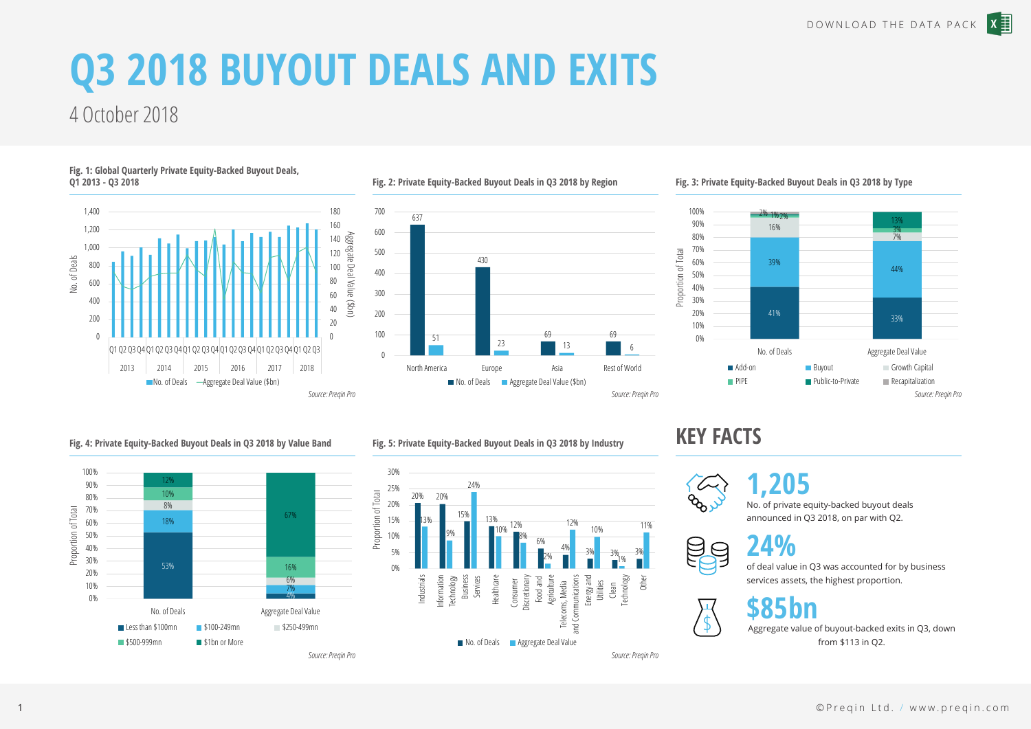# Q3 2018 BUYOUT DEALS AND EXITS

4 October 2018

**Fig. 1: Global Quarterly Private Equity-Backed Buyout Deals, Q1 2013 - Q3 2018**

Source: Preqin Pro

**Fig. 2: Private Equity-Backed Buyout Deals in Q3 2018 by Region**

| Region | No. of Deals | Aggregate Deal Value ($bn) |
|---|---|---|
| North America | 637 | 51 |
| Europe | 430 | 23 |
| Asia | 69 | 13 |
| Rest of World | 69 | 6 |

Source: Preqin Pro

**Fig. 3: Private Equity-Backed Buyout Deals in Q3 2018 by Type**

| Type | No. of Deals | Aggregate Deal Value |
|---|---|---|
| Add-on | 41% | 33% |
| Buyout | 39% | 44% |
| Growth Capital | 16% | 7% |
| PIPE | 2% | 3% |
| Public-to-Private | 1% | 13% |
| Recapitalization | 2% | |

Source: Preqin Pro

**Fig. 4: Private Equity-Backed Buyout Deals in Q3 2018 by Value Band**

| Value Band | No. of Deals | Aggregate Deal Value |
|---|---|---|
| Less than $100mn | 53% | 4% |
| $100-249mn | 18% | 7% |
| $250-499mn | 8% | 6% |
| $500-999mn | 10% | 16% |
| $1bn or More | 12% | 67% |

Source: Preqin Pro

**Fig. 5: Private Equity-Backed Buyout Deals in Q3 2018 by Industry**

| Industry | No. of Deals | Aggregate Deal Value |
|---|---|---|
| Industrials | 20% | 13% |
| Information Technology | 20% | 9% |
| Business Services | 15% | 24% |
| Healthcare | 13% | 10% |
| Consumer Discretionary | 12% | 8% |
| Food and Agriculture | 6% | 2% |
| Telecoms, Media and Communications | 4% | 12% |
| Energy and Utilities | 3% | 10% |
| Clean Technology | 3% | 1% |
| Other | 3% | 11% |

Source: Preqin Pro

## KEY FACTS

**1,205**
No. of private equity-backed buyout deals announced in Q3 2018, on par with Q2.

**24%**
of deal value in Q3 was accounted for by business services assets, the highest proportion.

**$85bn**
Aggregate value of buyout-backed exits in Q3, down from $113 in Q2.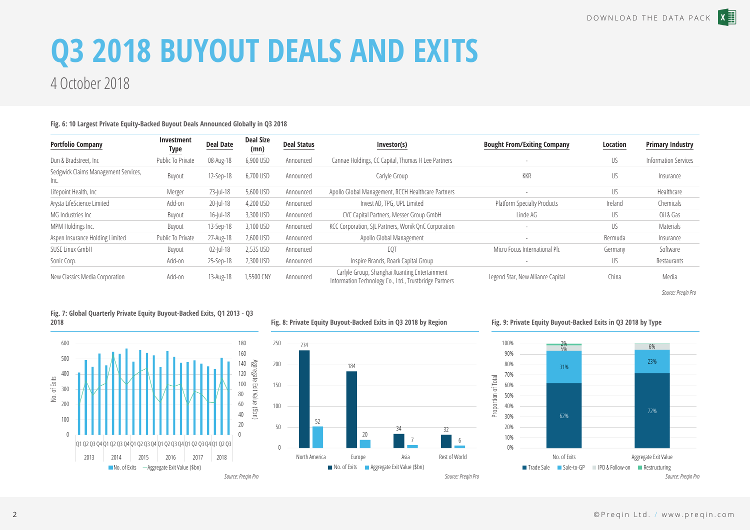# Q3 2018 BUYOUT DEALS AND EXITS

4 October 2018

**Fig. 6: 10 Largest Private Equity-Backed Buyout Deals Announced Globally in Q3 2018**

| Portfolio Company | Investment Type | Deal Date | Deal Size (mn) | Deal Status | Investor(s) | Bought From/Exiting Company | Location | Primary Industry |
|---|---|---|---|---|---|---|---|---|
| Dun & Bradstreet, Inc | Public To Private | 08-Aug-18 | 6,900 USD | Announced | Cannae Holdings, CC Capital, Thomas H Lee Partners | - | US | Information Services |
| Sedgwick Claims Management Services, Inc. | Buyout | 12-Sep-18 | 6,700 USD | Announced | Carlyle Group | KKR | US | Insurance |
| Lifepoint Health, Inc | Merger | 23-Jul-18 | 5,600 USD | Announced | Apollo Global Management, RCCH Healthcare Partners | - | US | Healthcare |
| Arysta LifeScience Limited | Add-on | 20-Jul-18 | 4,200 USD | Announced | Invest AD, TPG, UPL Limited | Platform Specialty Products | Ireland | Chemicals |
| MG Industries Inc | Buyout | 16-Jul-18 | 3,300 USD | Announced | CVC Capital Partners, Messer Group GmbH | Linde AG | US | Oil & Gas |
| MPM Holdings Inc. | Buyout | 13-Sep-18 | 3,100 USD | Announced | KCC Corporation, SJL Partners, Wonik QnC Corporation | - | US | Materials |
| Aspen Insurance Holding Limited | Public To Private | 27-Aug-18 | 2,600 USD | Announced | Apollo Global Management | - | Bermuda | Insurance |
| SUSE Linux GmbH | Buyout | 02-Jul-18 | 2,535 USD | Announced | EQT | Micro Focus International Plc | Germany | Software |
| Sonic Corp. | Add-on | 25-Sep-18 | 2,300 USD | Announced | Inspire Brands, Roark Capital Group | - | US | Restaurants |
| New Classics Media Corporation | Add-on | 13-Aug-18 | 1,5500 CNY | Announced | Carlyle Group, Shanghai Xuanting Entertainment Information Technology Co., Ltd., Trustbridge Partners | Legend Star, New Alliance Capital | China | Media |

*Source: Preqin Pro*

**Fig. 7: Global Quarterly Private Equity Buyout-Backed Exits, Q1 2013 - Q3 2018**

*Source: Preqin Pro*

**Fig. 8: Private Equity Buyout-Backed Exits in Q3 2018 by Region**

| Region | No. of Exits | Aggregate Exit Value ($bn) |
|---|---|---|
| North America | 234 | 52 |
| Europe | 184 | 20 |
| Asia | 34 | 7 |
| Rest of World | 32 | 6 |

*Source: Preqin Pro*

**Fig. 9: Private Equity Buyout-Backed Exits in Q3 2018 by Type**

| Type | No. of Exits | Aggregate Exit Value |
|---|---|---|
| Trade Sale | 62% | 72% |
| Sale-to-GP | 31% | 23% |
| IPO & Follow-on | 5% | 6% |
| Restructuring | 2% | |

*Source: Preqin Pro*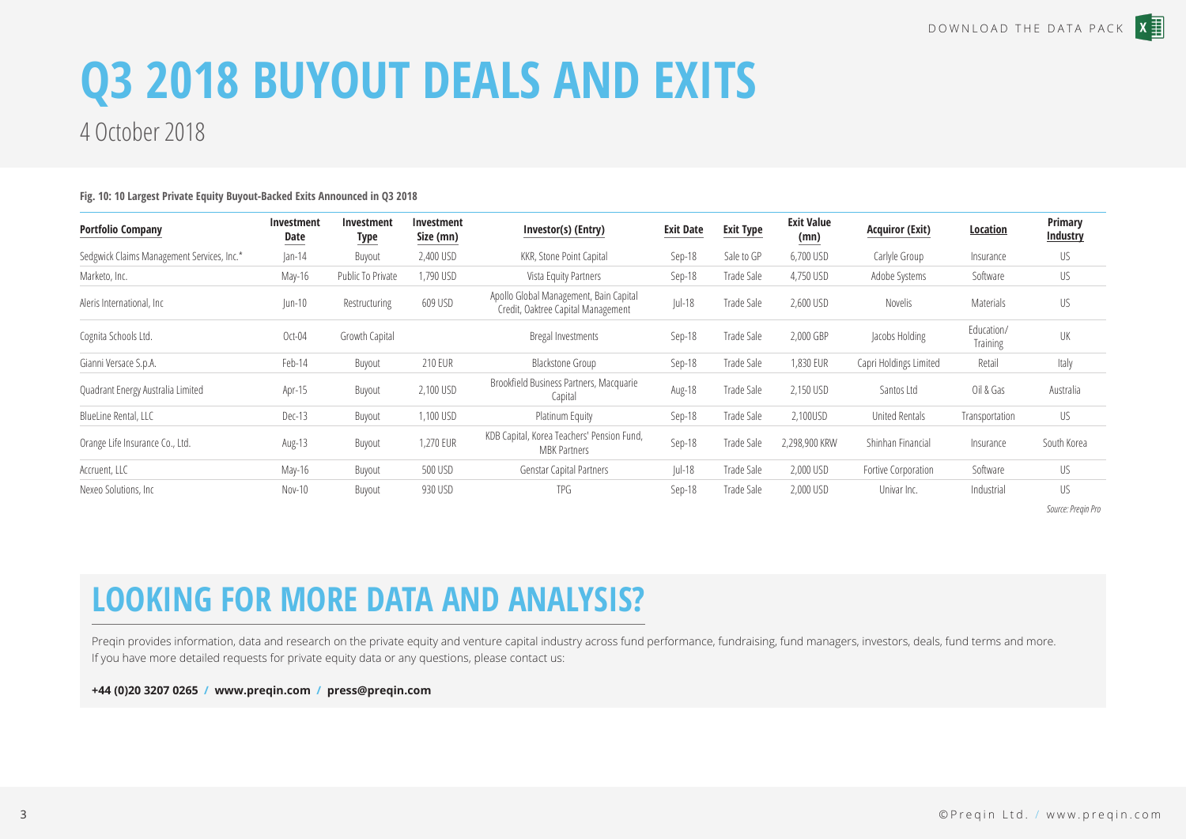DOWNLOAD THE DATA PACK

# Q3 2018 BUYOUT DEALS AND EXITS

4 October 2018

**Fig. 10: 10 Largest Private Equity Buyout-Backed Exits Announced in Q3 2018**

| Portfolio Company | Investment Date | Investment Type | Investment Size (mn) | Investor(s) (Entry) | Exit Date | Exit Type | Exit Value (mn) | Acquiror (Exit) | Location | Primary Industry |
|---|---|---|---|---|---|---|---|---|---|---|
| Sedgwick Claims Management Services, Inc.* | Jan-14 | Buyout | 2,400 USD | KKR, Stone Point Capital | Sep-18 | Sale to GP | 6,700 USD | Carlyle Group | Insurance | US |
| Marketo, Inc. | May-16 | Public To Private | 1,790 USD | Vista Equity Partners | Sep-18 | Trade Sale | 4,750 USD | Adobe Systems | Software | US |
| Aleris International, Inc | Jun-10 | Restructuring | 609 USD | Apollo Global Management, Bain Capital Credit, Oaktree Capital Management | Jul-18 | Trade Sale | 2,600 USD | Novelis | Materials | US |
| Cognita Schools Ltd. | Oct-04 | Growth Capital | | Bregal Investments | Sep-18 | Trade Sale | 2,000 GBP | Jacobs Holding | Education/ Training | UK |
| Gianni Versace S.p.A. | Feb-14 | Buyout | 210 EUR | Blackstone Group | Sep-18 | Trade Sale | 1,830 EUR | Capri Holdings Limited | Retail | Italy |
| Quadrant Energy Australia Limited | Apr-15 | Buyout | 2,100 USD | Brookfield Business Partners, Macquarie Capital | Aug-18 | Trade Sale | 2,150 USD | Santos Ltd | Oil & Gas | Australia |
| BlueLine Rental, LLC | Dec-13 | Buyout | 1,100 USD | Platinum Equity | Sep-18 | Trade Sale | 2,100USD | United Rentals | Transportation | US |
| Orange Life Insurance Co., Ltd. | Aug-13 | Buyout | 1,270 EUR | KDB Capital, Korea Teachers' Pension Fund, MBK Partners | Sep-18 | Trade Sale | 2,298,900 KRW | Shinhan Financial | Insurance | South Korea |
| Accruent, LLC | May-16 | Buyout | 500 USD | Genstar Capital Partners | Jul-18 | Trade Sale | 2,000 USD | Fortive Corporation | Software | US |
| Nexeo Solutions, Inc | Nov-10 | Buyout | 930 USD | TPG | Sep-18 | Trade Sale | 2,000 USD | Univar Inc. | Industrial | US |

*Source: Preqin Pro*

## LOOKING FOR MORE DATA AND ANALYSIS?

Preqin provides information, data and research on the private equity and venture capital industry across fund performance, fundraising, fund managers, investors, deals, fund terms and more. If you have more detailed requests for private equity data or any questions, please contact us:

**+44 (0)20 3207 0265 / www.preqin.com / press@preqin.com**